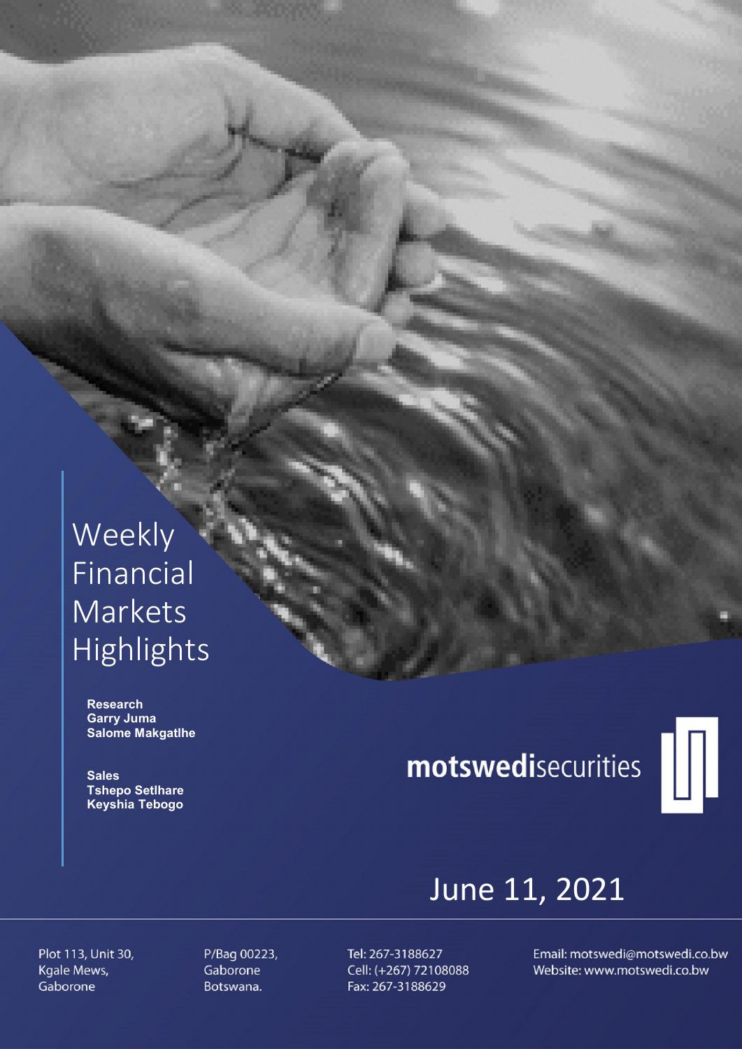# Weekly Financial Markets Highlights

**Research**
**Garry Juma**
**Salome Makgatlhe**

**Sales**
**Tshepo Setlhare**
**Keyshia Tebogo**

**motswedi**securities

June 11, 2021

Plot 113, Unit 30,
Kgale Mews,
Gaborone

P/Bag 00223,
Gaborone
Botswana.

Tel: 267-3188627
Cell: (+267) 72108088
Fax: 267-3188629

Email: motswedi@motswedi.co.bw
Website: www.motswedi.co.bw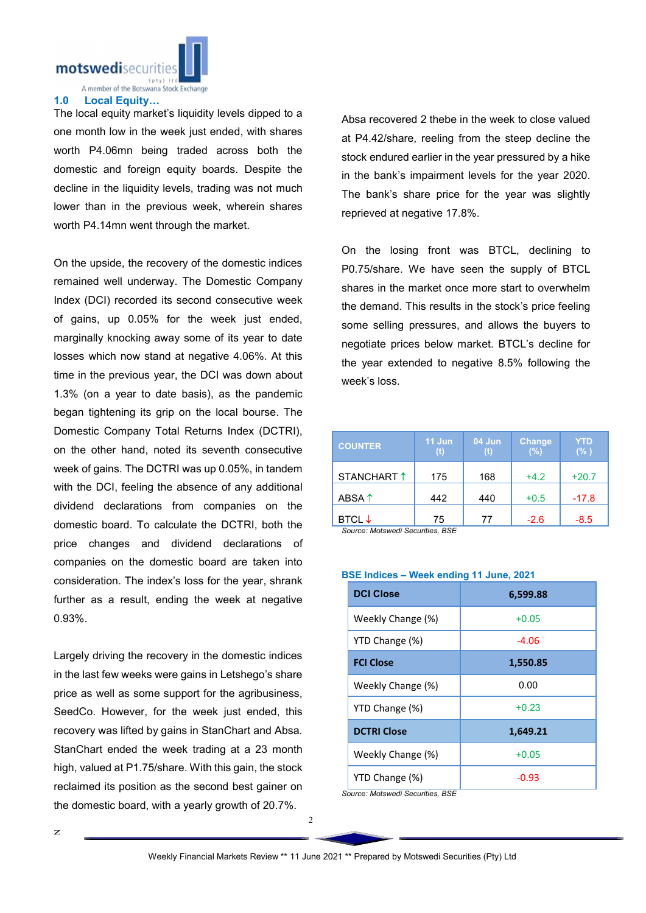## 1.0 Local Equity…

The local equity market's liquidity levels dipped to a one month low in the week just ended, with shares worth P4.06mn being traded across both the domestic and foreign equity boards. Despite the decline in the liquidity levels, trading was not much lower than in the previous week, wherein shares worth P4.14mn went through the market.

On the upside, the recovery of the domestic indices remained well underway. The Domestic Company Index (DCI) recorded its second consecutive week of gains, up 0.05% for the week just ended, marginally knocking away some of its year to date losses which now stand at negative 4.06%. At this time in the previous year, the DCI was down about 1.3% (on a year to date basis), as the pandemic began tightening its grip on the local bourse. The Domestic Company Total Returns Index (DCTRI), on the other hand, noted its seventh consecutive week of gains. The DCTRI was up 0.05%, in tandem with the DCI, feeling the absence of any additional dividend declarations from companies on the domestic board. To calculate the DCTRI, both the price changes and dividend declarations of companies on the domestic board are taken into consideration. The index's loss for the year, shrank further as a result, ending the week at negative 0.93%.

Largely driving the recovery in the domestic indices in the last few weeks were gains in Letshego's share price as well as some support for the agribusiness, SeedCo. However, for the week just ended, this recovery was lifted by gains in StanChart and Absa. StanChart ended the week trading at a 23 month high, valued at P1.75/share. With this gain, the stock reclaimed its position as the second best gainer on the domestic board, with a yearly growth of 20.7%.

Absa recovered 2 thebe in the week to close valued at P4.42/share, reeling from the steep decline the stock endured earlier in the year pressured by a hike in the bank's impairment levels for the year 2020. The bank's share price for the year was slightly reprieved at negative 17.8%.

On the losing front was BTCL, declining to P0.75/share. We have seen the supply of BTCL shares in the market once more start to overwhelm the demand. This results in the stock's price feeling some selling pressures, and allows the buyers to negotiate prices below market. BTCL's decline for the year extended to negative 8.5% following the week's loss.

| COUNTER | 11 Jun (t) | 04 Jun (t) | Change (%) | YTD (%) |
|---|---|---|---|---|
| STANCHART ↑ | 175 | 168 | +4.2 | +20.7 |
| ABSA ↑ | 442 | 440 | +0.5 | -17.8 |
| BTCL ↓ | 75 | 77 | -2.6 | -8.5 |

*Source: Motswedi Securities, BSE*

**BSE Indices – Week ending 11 June, 2021**

| DCI Close | 6,599.88 |
|---|---|
| Weekly Change (%) | +0.05 |
| YTD Change (%) | -4.06 |
| **FCI Close** | **1,550.85** |
| Weekly Change (%) | 0.00 |
| YTD Change (%) | +0.23 |
| **DCTRI Close** | **1,649.21** |
| Weekly Change (%) | +0.05 |
| YTD Change (%) | -0.93 |

*Source: Motswedi Securities, BSE*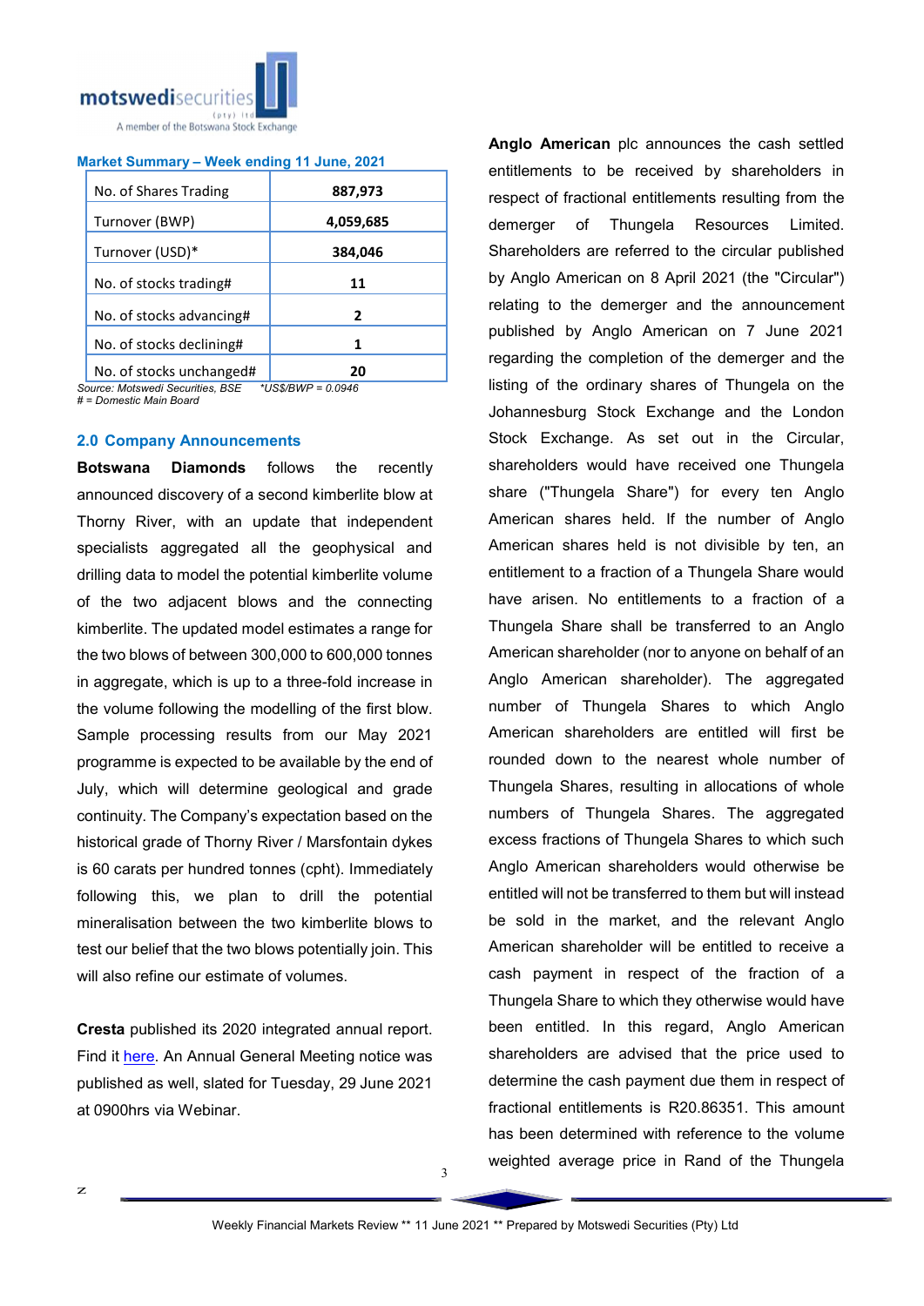**Market Summary – Week ending 11 June, 2021**

| | |
|---|---|
| No. of Shares Trading | 887,973 |
| Turnover (BWP) | 4,059,685 |
| Turnover (USD)* | 384,046 |
| No. of stocks trading# | 11 |
| No. of stocks advancing# | 2 |
| No. of stocks declining# | 1 |
| No. of stocks unchanged# | 20 |

*Source: Motswedi Securities, BSE* \*US$/BWP = 0.0946
*# = Domestic Main Board*

## 2.0 Company Announcements

**Botswana Diamonds** follows the recently announced discovery of a second kimberlite blow at Thorny River, with an update that independent specialists aggregated all the geophysical and drilling data to model the potential kimberlite volume of the two adjacent blows and the connecting kimberlite. The updated model estimates a range for the two blows of between 300,000 to 600,000 tonnes in aggregate, which is up to a three-fold increase in the volume following the modelling of the first blow. Sample processing results from our May 2021 programme is expected to be available by the end of July, which will determine geological and grade continuity. The Company's expectation based on the historical grade of Thorny River / Marsfontain dykes is 60 carats per hundred tonnes (cpht). Immediately following this, we plan to drill the potential mineralisation between the two kimberlite blows to test our belief that the two blows potentially join. This will also refine our estimate of volumes.

**Cresta** published its 2020 integrated annual report. Find it [here](). An Annual General Meeting notice was published as well, slated for Tuesday, 29 June 2021 at 0900hrs via Webinar.

**Anglo American** plc announces the cash settled entitlements to be received by shareholders in respect of fractional entitlements resulting from the demerger of Thungela Resources Limited. Shareholders are referred to the circular published by Anglo American on 8 April 2021 (the "Circular") relating to the demerger and the announcement published by Anglo American on 7 June 2021 regarding the completion of the demerger and the listing of the ordinary shares of Thungela on the Johannesburg Stock Exchange and the London Stock Exchange. As set out in the Circular, shareholders would have received one Thungela share ("Thungela Share") for every ten Anglo American shares held. If the number of Anglo American shares held is not divisible by ten, an entitlement to a fraction of a Thungela Share would have arisen. No entitlements to a fraction of a Thungela Share shall be transferred to an Anglo American shareholder (nor to anyone on behalf of an Anglo American shareholder). The aggregated number of Thungela Shares to which Anglo American shareholders are entitled will first be rounded down to the nearest whole number of Thungela Shares, resulting in allocations of whole numbers of Thungela Shares. The aggregated excess fractions of Thungela Shares to which such Anglo American shareholders would otherwise be entitled will not be transferred to them but will instead be sold in the market, and the relevant Anglo American shareholder will be entitled to receive a cash payment in respect of the fraction of a Thungela Share to which they otherwise would have been entitled. In this regard, Anglo American shareholders are advised that the price used to determine the cash payment due them in respect of fractional entitlements is R20.86351. This amount has been determined with reference to the volume weighted average price in Rand of the Thungela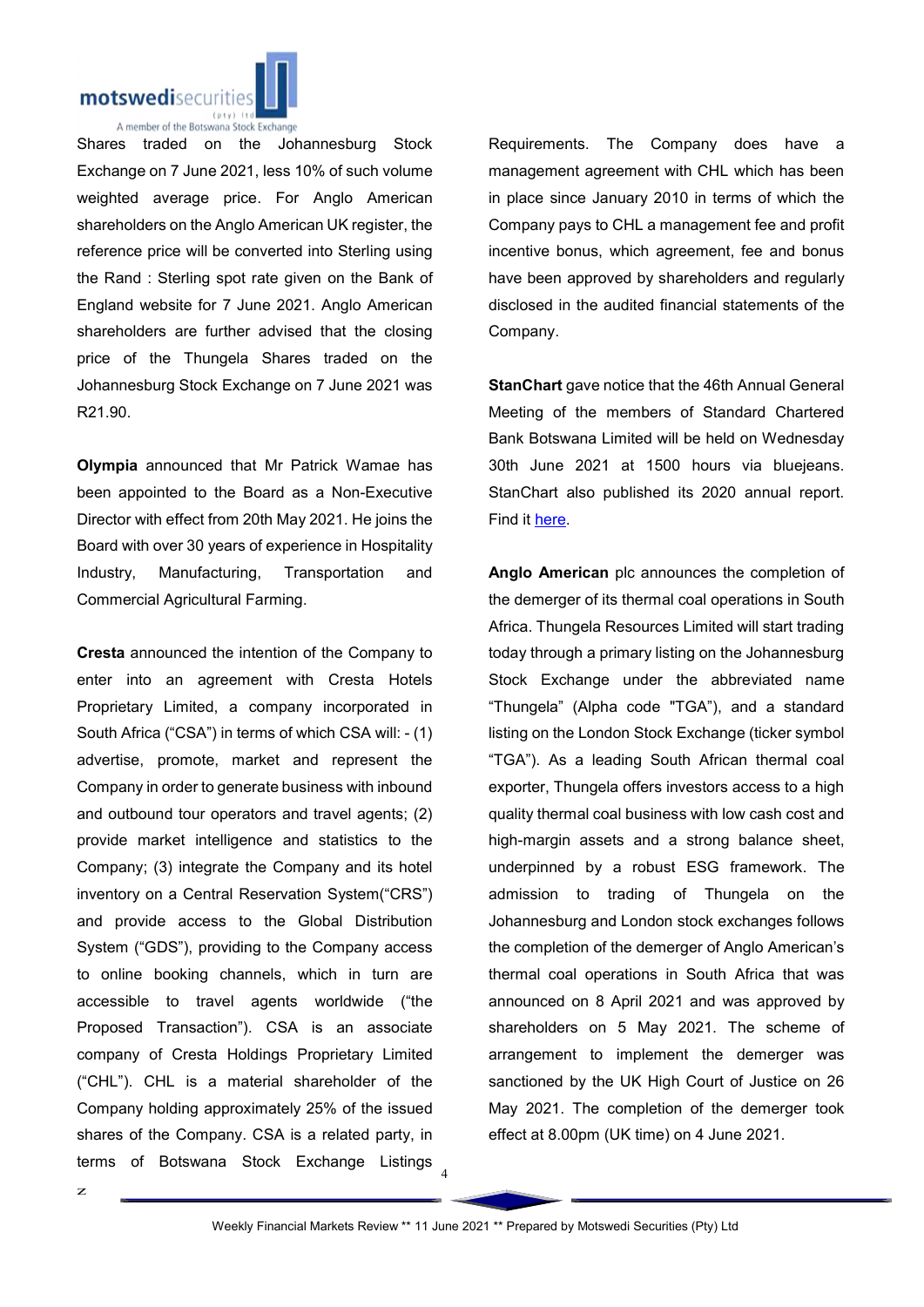Shares traded on the Johannesburg Stock Exchange on 7 June 2021, less 10% of such volume weighted average price. For Anglo American shareholders on the Anglo American UK register, the reference price will be converted into Sterling using the Rand : Sterling spot rate given on the Bank of England website for 7 June 2021. Anglo American shareholders are further advised that the closing price of the Thungela Shares traded on the Johannesburg Stock Exchange on 7 June 2021 was R21.90.

**Olympia** announced that Mr Patrick Wamae has been appointed to the Board as a Non-Executive Director with effect from 20th May 2021. He joins the Board with over 30 years of experience in Hospitality Industry, Manufacturing, Transportation and Commercial Agricultural Farming.

**Cresta** announced the intention of the Company to enter into an agreement with Cresta Hotels Proprietary Limited, a company incorporated in South Africa ("CSA") in terms of which CSA will: - (1) advertise, promote, market and represent the Company in order to generate business with inbound and outbound tour operators and travel agents; (2) provide market intelligence and statistics to the Company; (3) integrate the Company and its hotel inventory on a Central Reservation System("CRS") and provide access to the Global Distribution System ("GDS"), providing to the Company access to online booking channels, which in turn are accessible to travel agents worldwide ("the Proposed Transaction"). CSA is an associate company of Cresta Holdings Proprietary Limited ("CHL"). CHL is a material shareholder of the Company holding approximately 25% of the issued shares of the Company. CSA is a related party, in terms of Botswana Stock Exchange Listings Requirements. The Company does have a management agreement with CHL which has been in place since January 2010 in terms of which the Company pays to CHL a management fee and profit incentive bonus, which agreement, fee and bonus have been approved by shareholders and regularly disclosed in the audited financial statements of the Company.

**StanChart** gave notice that the 46th Annual General Meeting of the members of Standard Chartered Bank Botswana Limited will be held on Wednesday 30th June 2021 at 1500 hours via bluejeans. StanChart also published its 2020 annual report. Find it here.

**Anglo American** plc announces the completion of the demerger of its thermal coal operations in South Africa. Thungela Resources Limited will start trading today through a primary listing on the Johannesburg Stock Exchange under the abbreviated name "Thungela" (Alpha code "TGA"), and a standard listing on the London Stock Exchange (ticker symbol "TGA"). As a leading South African thermal coal exporter, Thungela offers investors access to a high quality thermal coal business with low cash cost and high-margin assets and a strong balance sheet, underpinned by a robust ESG framework. The admission to trading of Thungela on the Johannesburg and London stock exchanges follows the completion of the demerger of Anglo American's thermal coal operations in South Africa that was announced on 8 April 2021 and was approved by shareholders on 5 May 2021. The scheme of arrangement to implement the demerger was sanctioned by the UK High Court of Justice on 26 May 2021. The completion of the demerger took effect at 8.00pm (UK time) on 4 June 2021.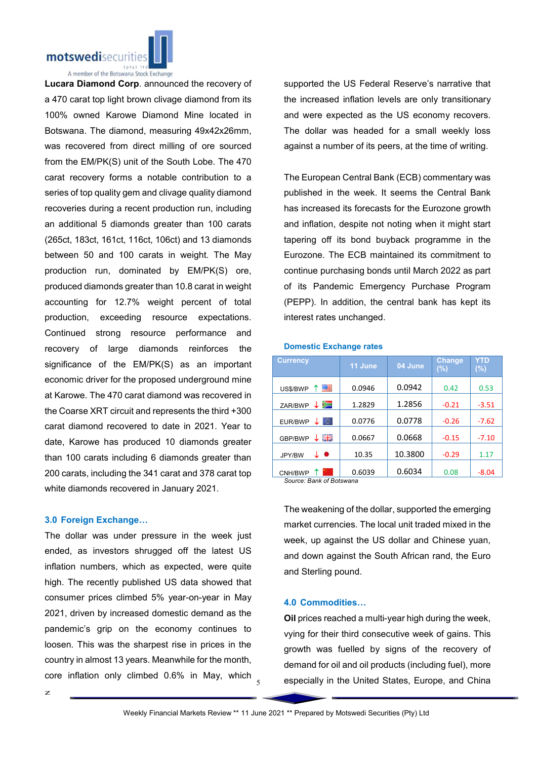**Lucara Diamond Corp**. announced the recovery of a 470 carat top light brown clivage diamond from its 100% owned Karowe Diamond Mine located in Botswana. The diamond, measuring 49x42x26mm, was recovered from direct milling of ore sourced from the EM/PK(S) unit of the South Lobe. The 470 carat recovery forms a notable contribution to a series of top quality gem and clivage quality diamond recoveries during a recent production run, including an additional 5 diamonds greater than 100 carats (265ct, 183ct, 161ct, 116ct, 106ct) and 13 diamonds between 50 and 100 carats in weight. The May production run, dominated by EM/PK(S) ore, produced diamonds greater than 10.8 carat in weight accounting for 12.7% weight percent of total production, exceeding resource expectations. Continued strong resource performance and recovery of large diamonds reinforces the significance of the EM/PK(S) as an important economic driver for the proposed underground mine at Karowe. The 470 carat diamond was recovered in the Coarse XRT circuit and represents the third +300 carat diamond recovered to date in 2021. Year to date, Karowe has produced 10 diamonds greater than 100 carats including 6 diamonds greater than 200 carats, including the 341 carat and 378 carat top white diamonds recovered in January 2021.

## 3.0 Foreign Exchange…

The dollar was under pressure in the week just ended, as investors shrugged off the latest US inflation numbers, which as expected, were quite high. The recently published US data showed that consumer prices climbed 5% year-on-year in May 2021, driven by increased domestic demand as the pandemic's grip on the economy continues to loosen. This was the sharpest rise in prices in the country in almost 13 years. Meanwhile for the month, core inflation only climbed 0.6% in May, which supported the US Federal Reserve's narrative that the increased inflation levels are only transitionary and were expected as the US economy recovers. The dollar was headed for a small weekly loss against a number of its peers, at the time of writing.

The European Central Bank (ECB) commentary was published in the week. It seems the Central Bank has increased its forecasts for the Eurozone growth and inflation, despite not noting when it might start tapering off its bond buyback programme in the Eurozone. The ECB maintained its commitment to continue purchasing bonds until March 2022 as part of its Pandemic Emergency Purchase Program (PEPP). In addition, the central bank has kept its interest rates unchanged.

**Domestic Exchange rates**

| Currency | 11 June | 04 June | Change (%) | YTD (%) |
|---|---|---|---|---|
| US$/BWP ↑ | 0.0946 | 0.0942 | 0.42 | 0.53 |
| ZAR/BWP ↓ | 1.2829 | 1.2856 | -0.21 | -3.51 |
| EUR/BWP ↓ | 0.0776 | 0.0778 | -0.26 | -7.62 |
| GBP/BWP ↓ | 0.0667 | 0.0668 | -0.15 | -7.10 |
| JPY/BW ↓ | 10.35 | 10.3800 | -0.29 | 1.17 |
| CNH/BWP ↑ | 0.6039 | 0.6034 | 0.08 | -8.04 |

*Source: Bank of Botswana*

The weakening of the dollar, supported the emerging market currencies. The local unit traded mixed in the week, up against the US dollar and Chinese yuan, and down against the South African rand, the Euro and Sterling pound.

## 4.0 Commodities…

**Oil** prices reached a multi-year high during the week, vying for their third consecutive week of gains. This growth was fuelled by signs of the recovery of demand for oil and oil products (including fuel), more especially in the United States, Europe, and China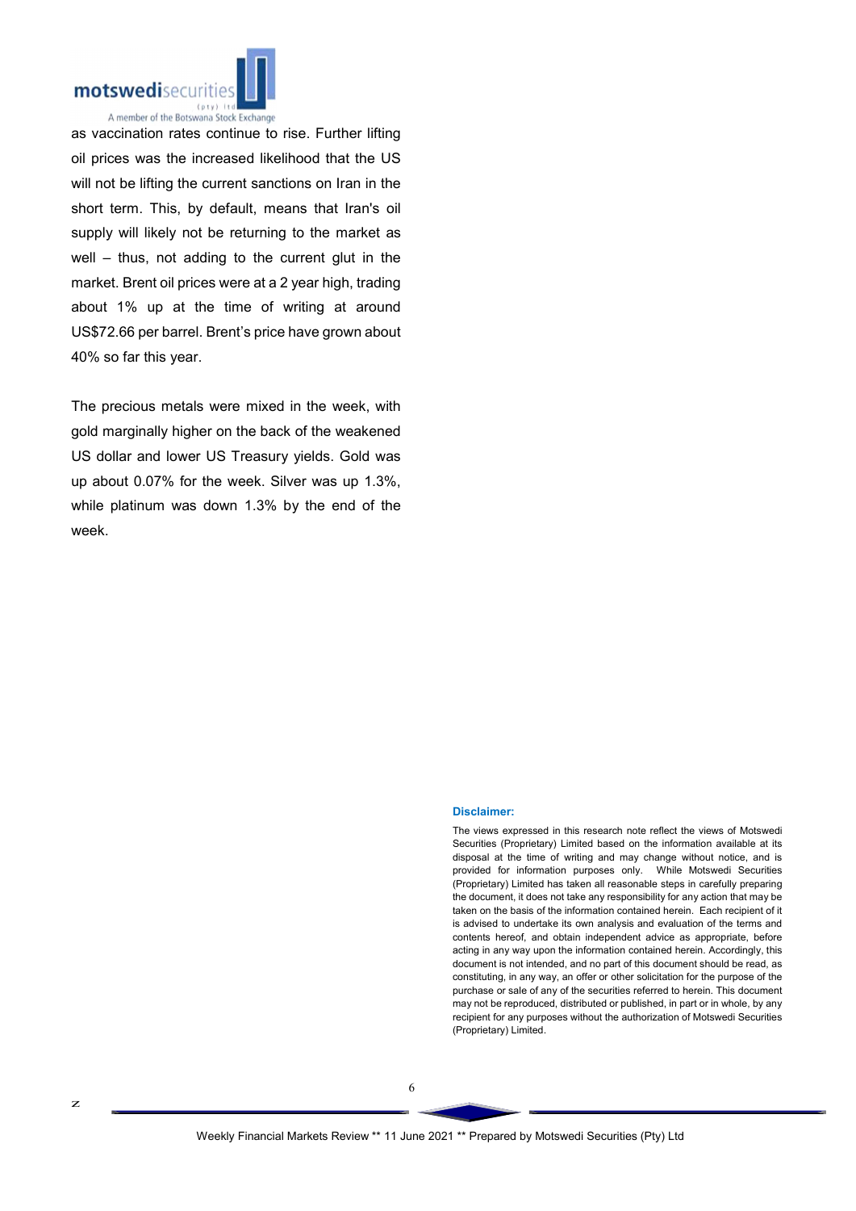as vaccination rates continue to rise. Further lifting oil prices was the increased likelihood that the US will not be lifting the current sanctions on Iran in the short term. This, by default, means that Iran's oil supply will likely not be returning to the market as well – thus, not adding to the current glut in the market. Brent oil prices were at a 2 year high, trading about 1% up at the time of writing at around US$72.66 per barrel. Brent's price have grown about 40% so far this year.

The precious metals were mixed in the week, with gold marginally higher on the back of the weakened US dollar and lower US Treasury yields. Gold was up about 0.07% for the week. Silver was up 1.3%, while platinum was down 1.3% by the end of the week.

**Disclaimer:**

The views expressed in this research note reflect the views of Motswedi Securities (Proprietary) Limited based on the information available at its disposal at the time of writing and may change without notice, and is provided for information purposes only. While Motswedi Securities (Proprietary) Limited has taken all reasonable steps in carefully preparing the document, it does not take any responsibility for any action that may be taken on the basis of the information contained herein. Each recipient of it is advised to undertake its own analysis and evaluation of the terms and contents hereof, and obtain independent advice as appropriate, before acting in any way upon the information contained herein. Accordingly, this document is not intended, and no part of this document should be read, as constituting, in any way, an offer or other solicitation for the purpose of the purchase or sale of any of the securities referred to herein. This document may not be reproduced, distributed or published, in part or in whole, by any recipient for any purposes without the authorization of Motswedi Securities (Proprietary) Limited.